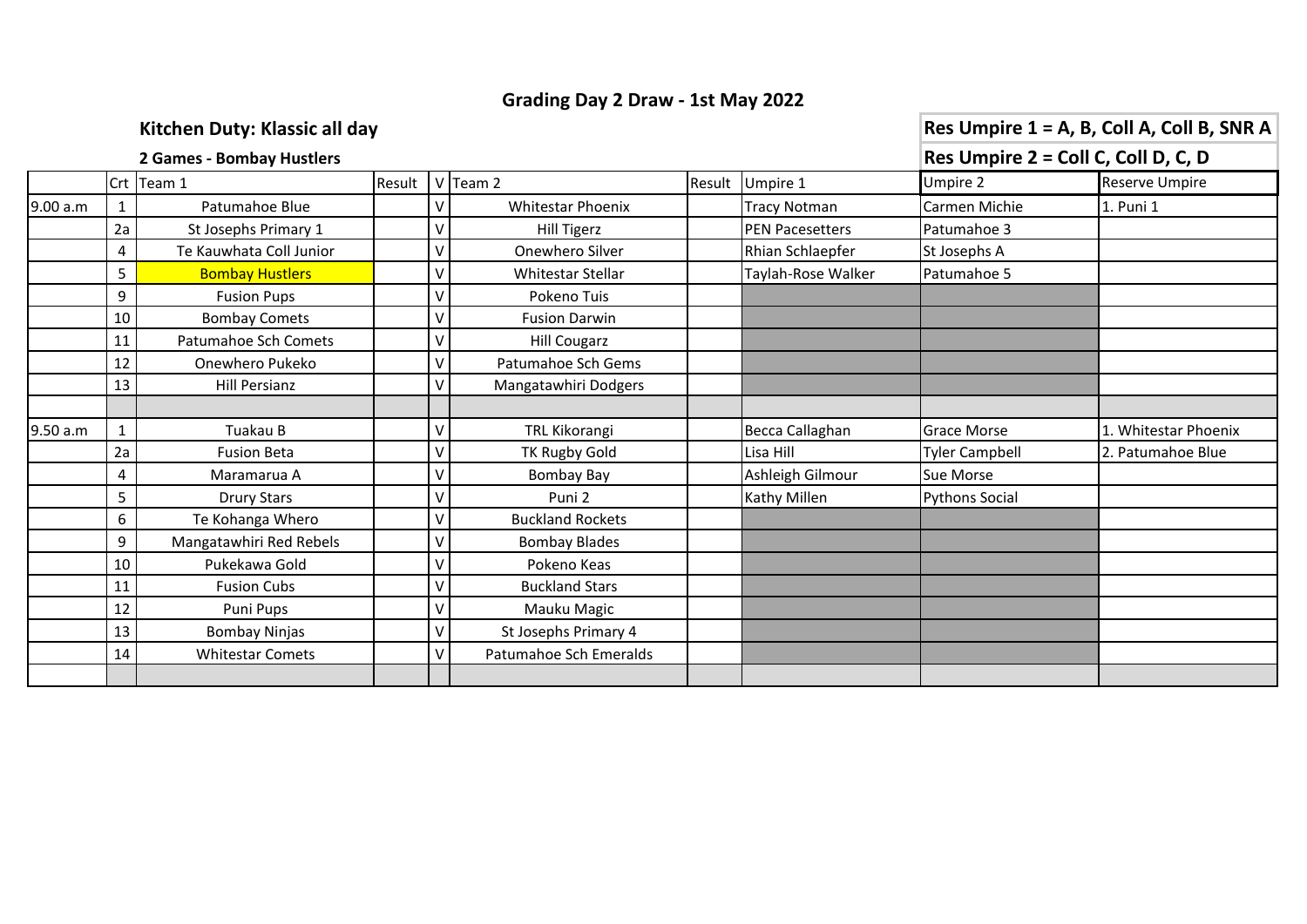# Grading Day 2 Draw - 1st May 2022

**Kitchen Duty: Klassic all day**

**2 Games - Bombay Hustlers**

**Res Umpire 1 = A, B, Coll A, Coll B, SNR A**

**Res Umpire 2 = Coll C, Coll D, C, D**

| | Crt | Team 1 | Result | V | Team 2 | Result | Umpire 1 | Umpire 2 | Reserve Umpire |
|---|---|---|---|---|---|---|---|---|---|
| 9.00 a.m | 1 | Patumahoe Blue | | V | Whitestar Phoenix | | Tracy Notman | Carmen Michie | 1. Puni 1 |
| | 2a | St Josephs Primary 1 | | V | Hill Tigerz | | PEN Pacesetters | Patumahoe 3 | |
| | 4 | Te Kauwhata Coll Junior | | V | Onewhero Silver | | Rhian Schlaepfer | St Josephs A | |
| | 5 | Bombay Hustlers | | V | Whitestar Stellar | | Taylah-Rose Walker | Patumahoe 5 | |
| | 9 | Fusion Pups | | V | Pokeno Tuis | | | | |
| | 10 | Bombay Comets | | V | Fusion Darwin | | | | |
| | 11 | Patumahoe Sch Comets | | V | Hill Cougarz | | | | |
| | 12 | Onewhero Pukeko | | V | Patumahoe Sch Gems | | | | |
| | 13 | Hill Persianz | | V | Mangatawhiri Dodgers | | | | |
| | | | | | | | | | |
| 9.50 a.m | 1 | Tuakau B | | V | TRL Kikorangi | | Becca Callaghan | Grace Morse | 1. Whitestar Phoenix |
| | 2a | Fusion Beta | | V | TK Rugby Gold | | Lisa Hill | Tyler Campbell | 2. Patumahoe Blue |
| | 4 | Maramarua A | | V | Bombay Bay | | Ashleigh Gilmour | Sue Morse | |
| | 5 | Drury Stars | | V | Puni 2 | | Kathy Millen | Pythons Social | |
| | 6 | Te Kohanga Whero | | V | Buckland Rockets | | | | |
| | 9 | Mangatawhiri Red Rebels | | V | Bombay Blades | | | | |
| | 10 | Pukekawa Gold | | V | Pokeno Keas | | | | |
| | 11 | Fusion Cubs | | V | Buckland Stars | | | | |
| | 12 | Puni Pups | | V | Mauku Magic | | | | |
| | 13 | Bombay Ninjas | | V | St Josephs Primary 4 | | | | |
| | 14 | Whitestar Comets | | V | Patumahoe Sch Emeralds | | | | |
| | | | | | | | | | |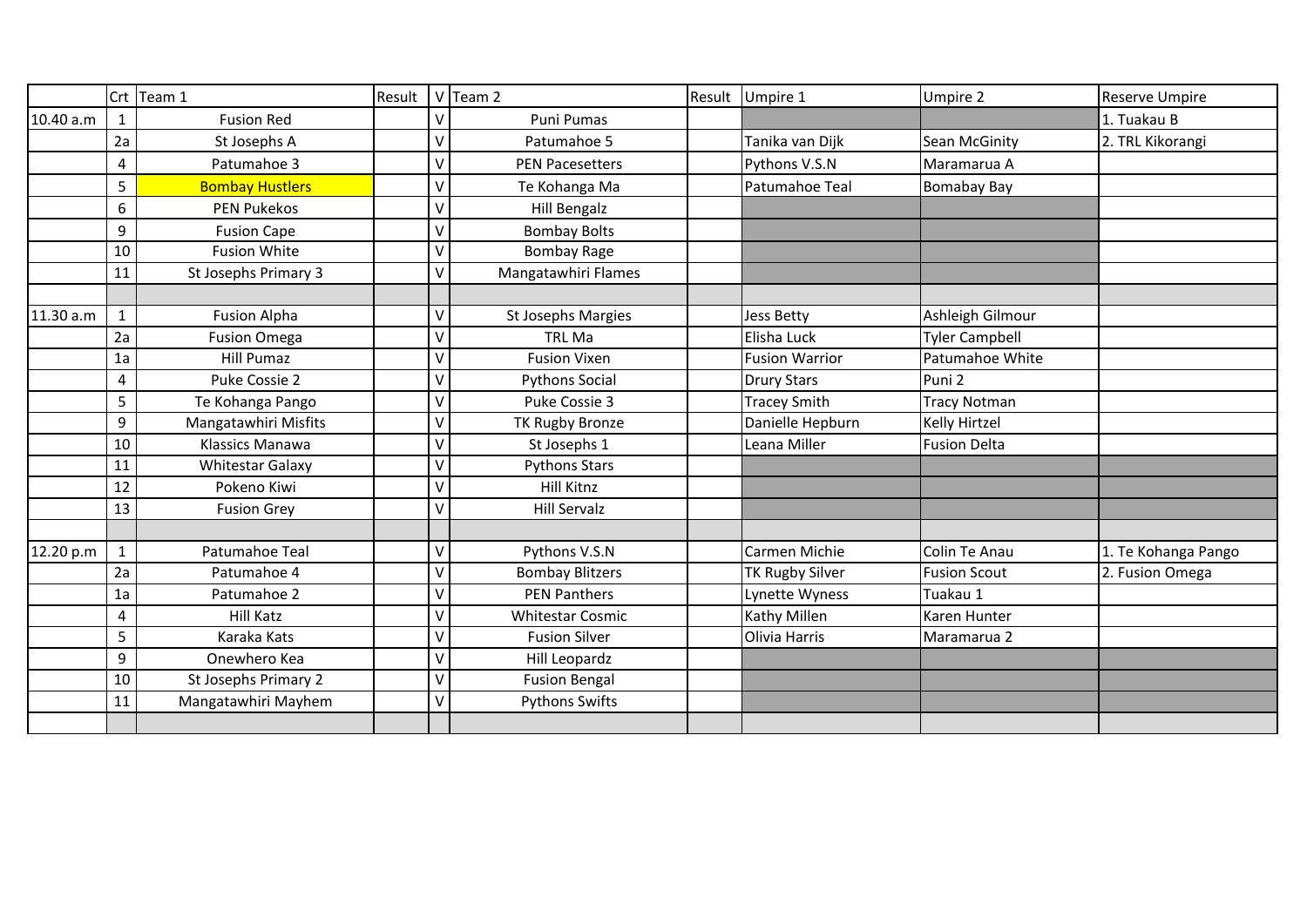| | Crt | Team 1 | Result | V | Team 2 | Result | Umpire 1 | Umpire 2 | Reserve Umpire |
|---|---|---|---|---|---|---|---|---|---|
| 10.40 a.m | 1 | Fusion Red | | V | Puni Pumas | | | | 1. Tuakau B |
| | 2a | St Josephs A | | V | Patumahoe 5 | | Tanika van Dijk | Sean McGinity | 2. TRL Kikorangi |
| | 4 | Patumahoe 3 | | V | PEN Pacesetters | | Pythons V.S.N | Maramarua A | |
| | 5 | Bombay Hustlers | | V | Te Kohanga Ma | | Patumahoe Teal | Bomabay Bay | |
| | 6 | PEN Pukekos | | V | Hill Bengalz | | | | |
| | 9 | Fusion Cape | | V | Bombay Bolts | | | | |
| | 10 | Fusion White | | V | Bombay Rage | | | | |
| | 11 | St Josephs Primary 3 | | V | Mangatawhiri Flames | | | | |
| | | | | | | | | | |
| 11.30 a.m | 1 | Fusion Alpha | | V | St Josephs Margies | | Jess Betty | Ashleigh Gilmour | |
| | 2a | Fusion Omega | | V | TRL Ma | | Elisha Luck | Tyler Campbell | |
| | 1a | Hill Pumaz | | V | Fusion Vixen | | Fusion Warrior | Patumahoe White | |
| | 4 | Puke Cossie 2 | | V | Pythons Social | | Drury Stars | Puni 2 | |
| | 5 | Te Kohanga Pango | | V | Puke Cossie 3 | | Tracey Smith | Tracy Notman | |
| | 9 | Mangatawhiri Misfits | | V | TK Rugby Bronze | | Danielle Hepburn | Kelly Hirtzel | |
| | 10 | Klassics Manawa | | V | St Josephs 1 | | Leana Miller | Fusion Delta | |
| | 11 | Whitestar Galaxy | | V | Pythons Stars | | | | |
| | 12 | Pokeno Kiwi | | V | Hill Kitnz | | | | |
| | 13 | Fusion Grey | | V | Hill Servalz | | | | |
| | | | | | | | | | |
| 12.20 p.m | 1 | Patumahoe Teal | | V | Pythons V.S.N | | Carmen Michie | Colin Te Anau | 1. Te Kohanga Pango |
| | 2a | Patumahoe 4 | | V | Bombay Blitzers | | TK Rugby Silver | Fusion Scout | 2. Fusion Omega |
| | 1a | Patumahoe 2 | | V | PEN Panthers | | Lynette Wyness | Tuakau 1 | |
| | 4 | Hill Katz | | V | Whitestar Cosmic | | Kathy Millen | Karen Hunter | |
| | 5 | Karaka Kats | | V | Fusion Silver | | Olivia Harris | Maramarua 2 | |
| | 9 | Onewhero Kea | | V | Hill Leopardz | | | | |
| | 10 | St Josephs Primary 2 | | V | Fusion Bengal | | | | |
| | 11 | Mangatawhiri Mayhem | | V | Pythons Swifts | | | | |
| | | | | | | | | | |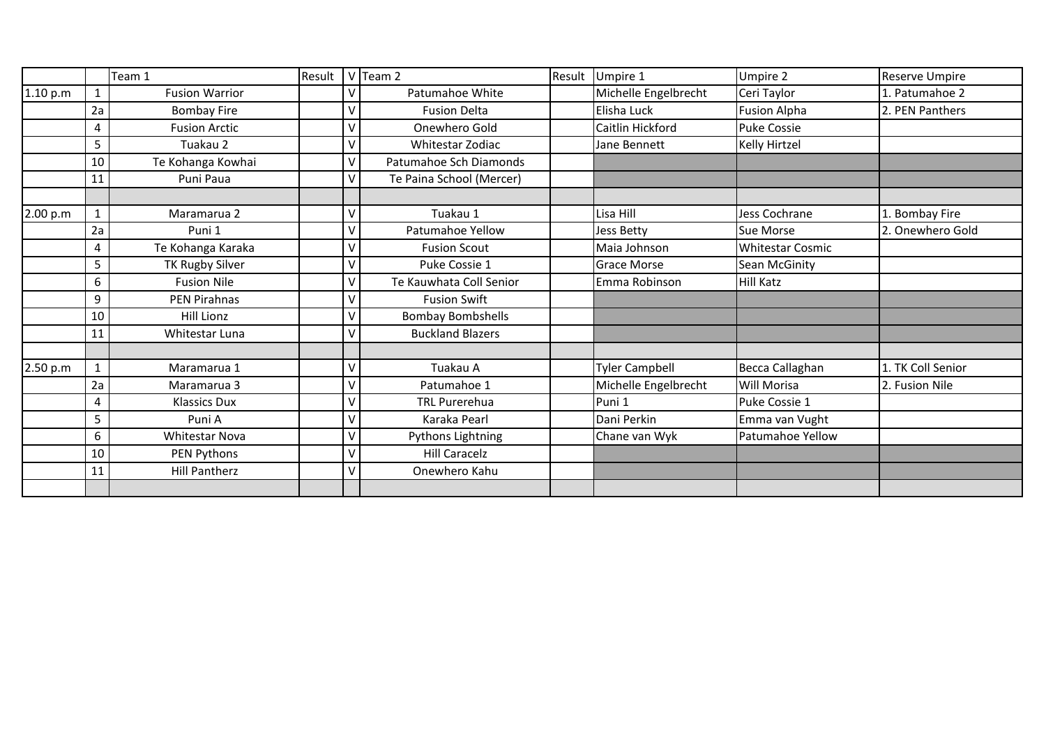| | | Team 1 | Result | V | Team 2 | Result | Umpire 1 | Umpire 2 | Reserve Umpire |
|---|---|---|---|---|---|---|---|---|---|
| 1.10 p.m | 1 | Fusion Warrior | | V | Patumahoe White | | Michelle Engelbrecht | Ceri Taylor | 1. Patumahoe 2 |
| | 2a | Bombay Fire | | V | Fusion Delta | | Elisha Luck | Fusion Alpha | 2. PEN Panthers |
| | 4 | Fusion Arctic | | V | Onewhero Gold | | Caitlin Hickford | Puke Cossie | |
| | 5 | Tuakau 2 | | V | Whitestar Zodiac | | Jane Bennett | Kelly Hirtzel | |
| | 10 | Te Kohanga Kowhai | | V | Patumahoe Sch Diamonds | | | | |
| | 11 | Puni Paua | | V | Te Paina School (Mercer) | | | | |
| | | | | | | | | | |
| 2.00 p.m | 1 | Maramarua 2 | | V | Tuakau 1 | | Lisa Hill | Jess Cochrane | 1. Bombay Fire |
| | 2a | Puni 1 | | V | Patumahoe Yellow | | Jess Betty | Sue Morse | 2. Onewhero Gold |
| | 4 | Te Kohanga Karaka | | V | Fusion Scout | | Maia Johnson | Whitestar Cosmic | |
| | 5 | TK Rugby Silver | | V | Puke Cossie 1 | | Grace Morse | Sean McGinity | |
| | 6 | Fusion Nile | | V | Te Kauwhata Coll Senior | | Emma Robinson | Hill Katz | |
| | 9 | PEN Pirahnas | | V | Fusion Swift | | | | |
| | 10 | Hill Lionz | | V | Bombay Bombshells | | | | |
| | 11 | Whitestar Luna | | V | Buckland Blazers | | | | |
| | | | | | | | | | |
| 2.50 p.m | 1 | Maramarua 1 | | V | Tuakau A | | Tyler Campbell | Becca Callaghan | 1. TK Coll Senior |
| | 2a | Maramarua 3 | | V | Patumahoe 1 | | Michelle Engelbrecht | Will Morisa | 2. Fusion Nile |
| | 4 | Klassics Dux | | V | TRL Purerehua | | Puni 1 | Puke Cossie 1 | |
| | 5 | Puni A | | V | Karaka Pearl | | Dani Perkin | Emma van Vught | |
| | 6 | Whitestar Nova | | V | Pythons Lightning | | Chane van Wyk | Patumahoe Yellow | |
| | 10 | PEN Pythons | | V | Hill Caracelz | | | | |
| | 11 | Hill Pantherz | | V | Onewhero Kahu | | | | |
| | | | | | | | | | |